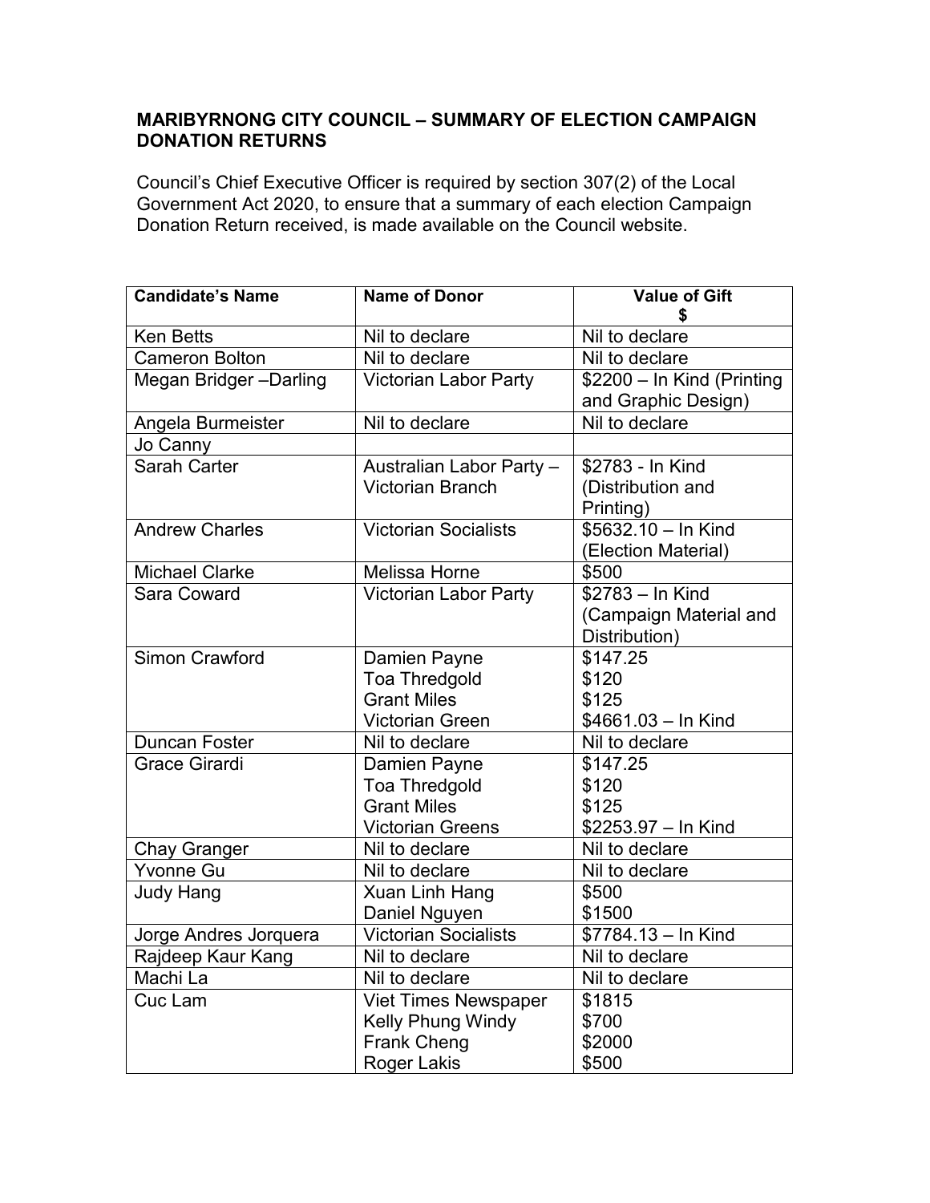## MARIBYRNONG CITY COUNCIL – SUMMARY OF ELECTION CAMPAIGN DONATION RETURNS

Council's Chief Executive Officer is required by section 307(2) of the Local Government Act 2020, to ensure that a summary of each election Campaign Donation Return received, is made available on the Council website.

| Candidate's Name | Name of Donor | Value of Gift $ |
|---|---|---|
| Ken Betts | Nil to declare | Nil to declare |
| Cameron Bolton | Nil to declare | Nil to declare |
| Megan Bridger –Darling | Victorian Labor Party | $2200 – In Kind (Printing and Graphic Design) |
| Angela Burmeister | Nil to declare | Nil to declare |
| Jo Canny | | |
| Sarah Carter | Australian Labor Party – Victorian Branch | $2783 - In Kind (Distribution and Printing) |
| Andrew Charles | Victorian Socialists | $5632.10 – In Kind (Election Material) |
| Michael Clarke | Melissa Horne | $500 |
| Sara Coward | Victorian Labor Party | $2783 – In Kind (Campaign Material and Distribution) |
| Simon Crawford | Damien Payne<br>Toa Thredgold<br>Grant Miles<br>Victorian Green | $147.25<br>$120<br>$125<br>$4661.03 – In Kind |
| Duncan Foster | Nil to declare | Nil to declare |
| Grace Girardi | Damien Payne<br>Toa Thredgold<br>Grant Miles<br>Victorian Greens | $147.25<br>$120<br>$125<br>$2253.97 – In Kind |
| Chay Granger | Nil to declare | Nil to declare |
| Yvonne Gu | Nil to declare | Nil to declare |
| Judy Hang | Xuan Linh Hang<br>Daniel Nguyen | $500<br>$1500 |
| Jorge Andres Jorquera | Victorian Socialists | $7784.13 – In Kind |
| Rajdeep Kaur Kang | Nil to declare | Nil to declare |
| Machi La | Nil to declare | Nil to declare |
| Cuc Lam | Viet Times Newspaper<br>Kelly Phung Windy<br>Frank Cheng<br>Roger Lakis | $1815<br>$700<br>$2000<br>$500 |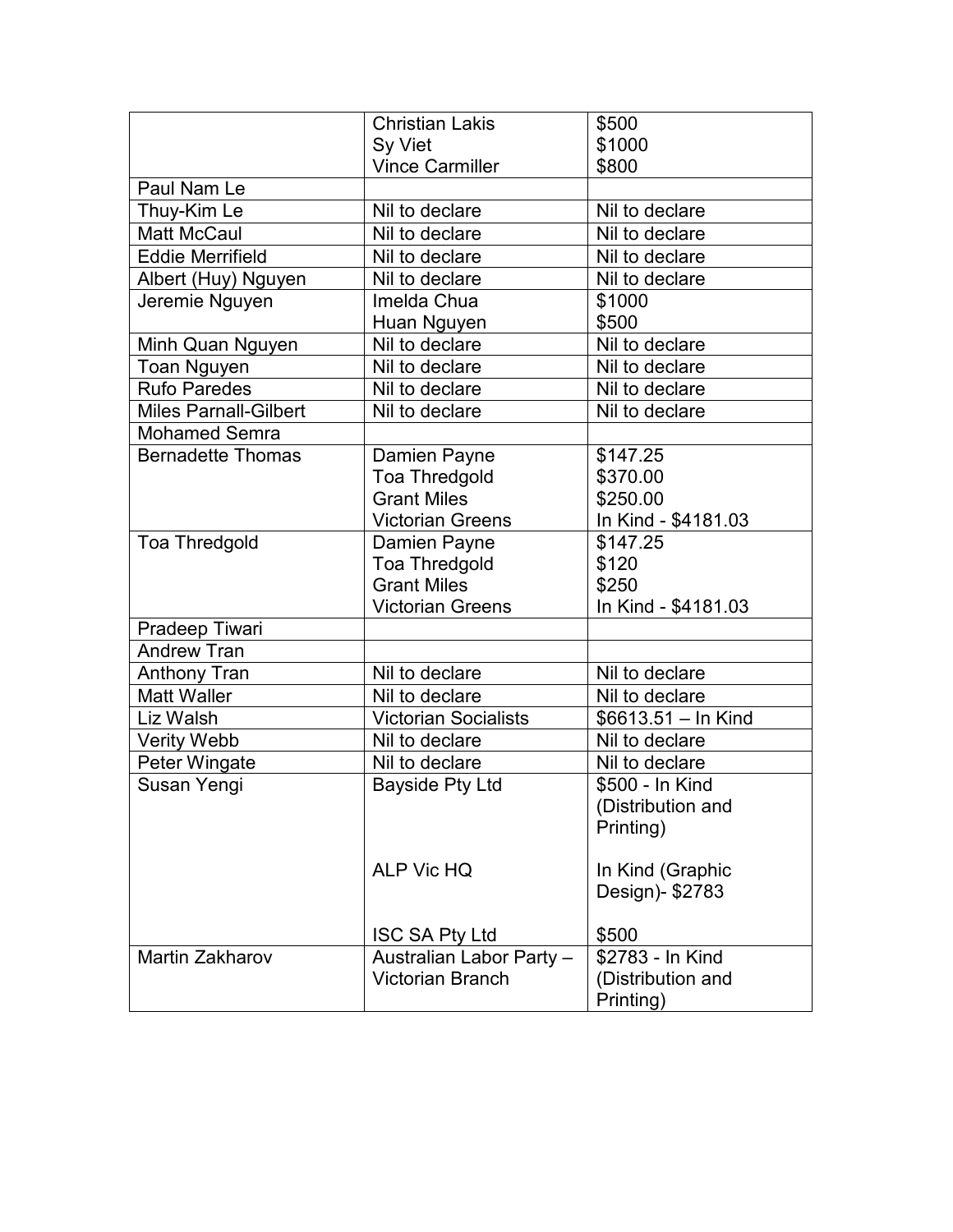| | | |
|---|---|---|
| | Christian Lakis<br>Sy Viet<br>Vince Carmiller | $500<br>$1000<br>$800 |
| Paul Nam Le | | |
| Thuy-Kim Le | Nil to declare | Nil to declare |
| Matt McCaul | Nil to declare | Nil to declare |
| Eddie Merrifield | Nil to declare | Nil to declare |
| Albert (Huy) Nguyen | Nil to declare | Nil to declare |
| Jeremie Nguyen | Imelda Chua<br>Huan Nguyen | $1000<br>$500 |
| Minh Quan Nguyen | Nil to declare | Nil to declare |
| Toan Nguyen | Nil to declare | Nil to declare |
| Rufo Paredes | Nil to declare | Nil to declare |
| Miles Parnall-Gilbert | Nil to declare | Nil to declare |
| Mohamed Semra | | |
| Bernadette Thomas | Damien Payne<br>Toa Thredgold<br>Grant Miles<br>Victorian Greens | $147.25<br>$370.00<br>$250.00<br>In Kind - $4181.03 |
| Toa Thredgold | Damien Payne<br>Toa Thredgold<br>Grant Miles<br>Victorian Greens | $147.25<br>$120<br>$250<br>In Kind - $4181.03 |
| Pradeep Tiwari | | |
| Andrew Tran | | |
| Anthony Tran | Nil to declare | Nil to declare |
| Matt Waller | Nil to declare | Nil to declare |
| Liz Walsh | Victorian Socialists | $6613.51 – In Kind |
| Verity Webb | Nil to declare | Nil to declare |
| Peter Wingate | Nil to declare | Nil to declare |
| Susan Yengi | Bayside Pty Ltd<br><br>ALP Vic HQ<br><br>ISC SA Pty Ltd | $500 - In Kind (Distribution and Printing)<br><br>In Kind (Graphic Design)- $2783<br><br>$500 |
| Martin Zakharov | Australian Labor Party – Victorian Branch | $2783 - In Kind (Distribution and Printing) |